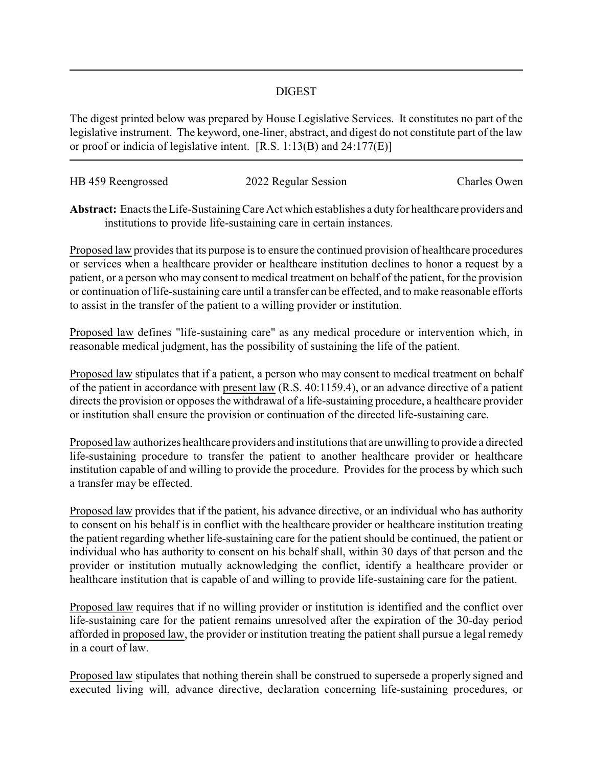# DIGEST

The digest printed below was prepared by House Legislative Services. It constitutes no part of the legislative instrument. The keyword, one-liner, abstract, and digest do not constitute part of the law or proof or indicia of legislative intent. [R.S. 1:13(B) and 24:177(E)]

| HB 459 Reengrossed | 2022 Regular Session | Charles Owen |
|---|---|---|

**Abstract:** Enacts the Life-Sustaining Care Act which establishes a duty for healthcare providers and institutions to provide life-sustaining care in certain instances.

Proposed law provides that its purpose is to ensure the continued provision of healthcare procedures or services when a healthcare provider or healthcare institution declines to honor a request by a patient, or a person who may consent to medical treatment on behalf of the patient, for the provision or continuation of life-sustaining care until a transfer can be effected, and to make reasonable efforts to assist in the transfer of the patient to a willing provider or institution.

Proposed law defines "life-sustaining care" as any medical procedure or intervention which, in reasonable medical judgment, has the possibility of sustaining the life of the patient.

Proposed law stipulates that if a patient, a person who may consent to medical treatment on behalf of the patient in accordance with present law (R.S. 40:1159.4), or an advance directive of a patient directs the provision or opposes the withdrawal of a life-sustaining procedure, a healthcare provider or institution shall ensure the provision or continuation of the directed life-sustaining care.

Proposed law authorizes healthcare providers and institutions that are unwilling to provide a directed life-sustaining procedure to transfer the patient to another healthcare provider or healthcare institution capable of and willing to provide the procedure. Provides for the process by which such a transfer may be effected.

Proposed law provides that if the patient, his advance directive, or an individual who has authority to consent on his behalf is in conflict with the healthcare provider or healthcare institution treating the patient regarding whether life-sustaining care for the patient should be continued, the patient or individual who has authority to consent on his behalf shall, within 30 days of that person and the provider or institution mutually acknowledging the conflict, identify a healthcare provider or healthcare institution that is capable of and willing to provide life-sustaining care for the patient.

Proposed law requires that if no willing provider or institution is identified and the conflict over life-sustaining care for the patient remains unresolved after the expiration of the 30-day period afforded in proposed law, the provider or institution treating the patient shall pursue a legal remedy in a court of law.

Proposed law stipulates that nothing therein shall be construed to supersede a properly signed and executed living will, advance directive, declaration concerning life-sustaining procedures, or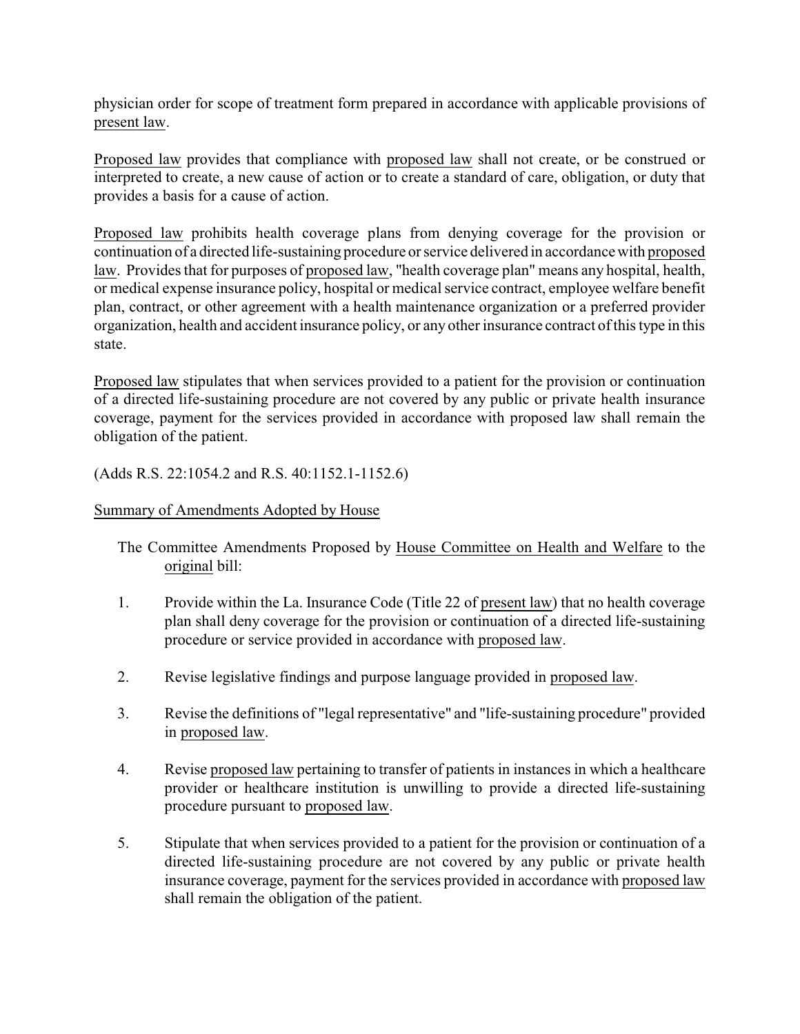physician order for scope of treatment form prepared in accordance with applicable provisions of present law.

Proposed law provides that compliance with proposed law shall not create, or be construed or interpreted to create, a new cause of action or to create a standard of care, obligation, or duty that provides a basis for a cause of action.

Proposed law prohibits health coverage plans from denying coverage for the provision or continuation of a directed life-sustaining procedure or service delivered in accordance with proposed law. Provides that for purposes of proposed law, "health coverage plan" means any hospital, health, or medical expense insurance policy, hospital or medical service contract, employee welfare benefit plan, contract, or other agreement with a health maintenance organization or a preferred provider organization, health and accident insurance policy, or any other insurance contract of this type in this state.

Proposed law stipulates that when services provided to a patient for the provision or continuation of a directed life-sustaining procedure are not covered by any public or private health insurance coverage, payment for the services provided in accordance with proposed law shall remain the obligation of the patient.

(Adds R.S. 22:1054.2 and R.S. 40:1152.1-1152.6)

Summary of Amendments Adopted by House

The Committee Amendments Proposed by House Committee on Health and Welfare to the original bill:

1. Provide within the La. Insurance Code (Title 22 of present law) that no health coverage plan shall deny coverage for the provision or continuation of a directed life-sustaining procedure or service provided in accordance with proposed law.

2. Revise legislative findings and purpose language provided in proposed law.

3. Revise the definitions of "legal representative" and "life-sustaining procedure" provided in proposed law.

4. Revise proposed law pertaining to transfer of patients in instances in which a healthcare provider or healthcare institution is unwilling to provide a directed life-sustaining procedure pursuant to proposed law.

5. Stipulate that when services provided to a patient for the provision or continuation of a directed life-sustaining procedure are not covered by any public or private health insurance coverage, payment for the services provided in accordance with proposed law shall remain the obligation of the patient.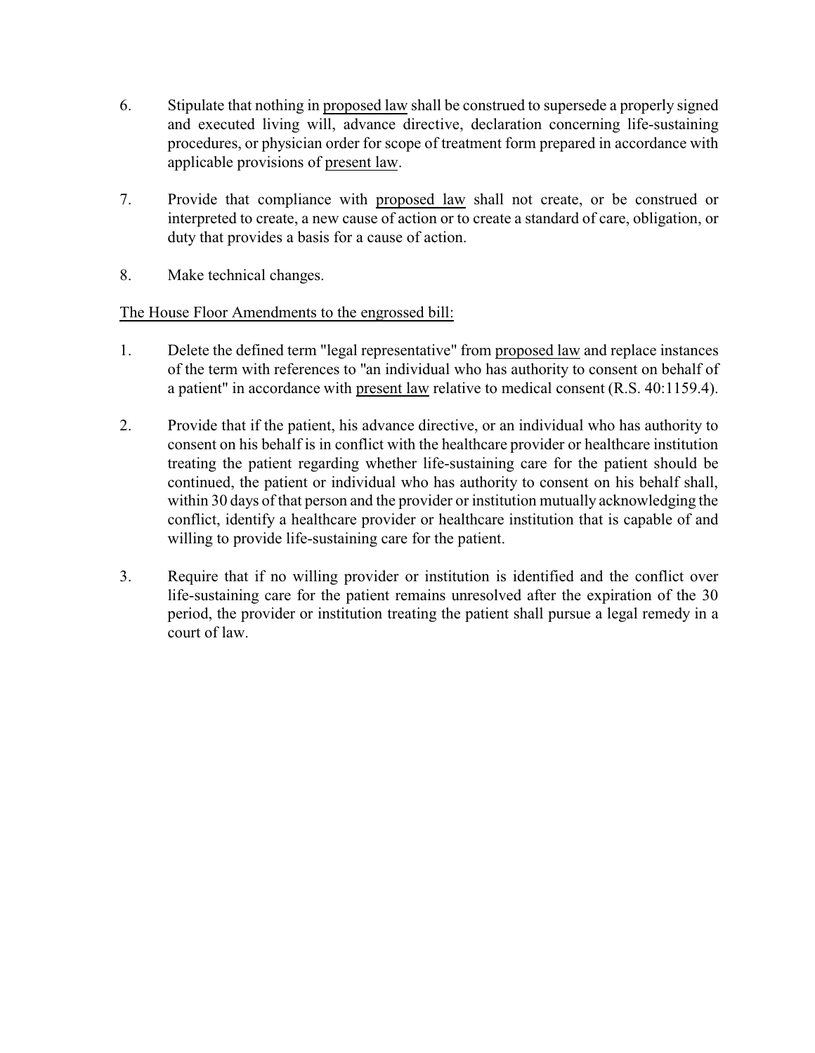6. Stipulate that nothing in proposed law shall be construed to supersede a properly signed and executed living will, advance directive, declaration concerning life-sustaining procedures, or physician order for scope of treatment form prepared in accordance with applicable provisions of present law.

7. Provide that compliance with proposed law shall not create, or be construed or interpreted to create, a new cause of action or to create a standard of care, obligation, or duty that provides a basis for a cause of action.

8. Make technical changes.

The House Floor Amendments to the engrossed bill:

1. Delete the defined term "legal representative" from proposed law and replace instances of the term with references to "an individual who has authority to consent on behalf of a patient" in accordance with present law relative to medical consent (R.S. 40:1159.4).

2. Provide that if the patient, his advance directive, or an individual who has authority to consent on his behalf is in conflict with the healthcare provider or healthcare institution treating the patient regarding whether life-sustaining care for the patient should be continued, the patient or individual who has authority to consent on his behalf shall, within 30 days of that person and the provider or institution mutually acknowledging the conflict, identify a healthcare provider or healthcare institution that is capable of and willing to provide life-sustaining care for the patient.

3. Require that if no willing provider or institution is identified and the conflict over life-sustaining care for the patient remains unresolved after the expiration of the 30 period, the provider or institution treating the patient shall pursue a legal remedy in a court of law.